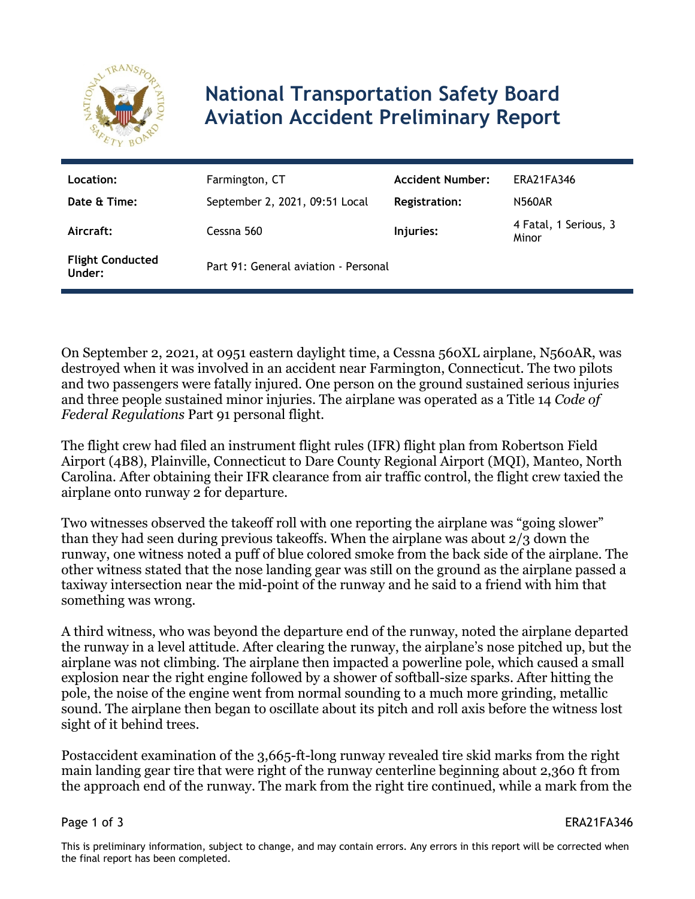# National Transportation Safety Board Aviation Accident Preliminary Report

| Location: | Farmington, CT | Accident Number: | ERA21FA346 |
|---|---|---|---|
| Date & Time: | September 2, 2021, 09:51 Local | Registration: | N560AR |
| Aircraft: | Cessna 560 | Injuries: | 4 Fatal, 1 Serious, 3 Minor |
| Flight Conducted Under: | Part 91: General aviation - Personal | | |

On September 2, 2021, at 0951 eastern daylight time, a Cessna 560XL airplane, N560AR, was destroyed when it was involved in an accident near Farmington, Connecticut. The two pilots and two passengers were fatally injured. One person on the ground sustained serious injuries and three people sustained minor injuries. The airplane was operated as a Title 14 *Code of Federal Regulations* Part 91 personal flight.

The flight crew had filed an instrument flight rules (IFR) flight plan from Robertson Field Airport (4B8), Plainville, Connecticut to Dare County Regional Airport (MQI), Manteo, North Carolina. After obtaining their IFR clearance from air traffic control, the flight crew taxied the airplane onto runway 2 for departure.

Two witnesses observed the takeoff roll with one reporting the airplane was "going slower" than they had seen during previous takeoffs. When the airplane was about 2/3 down the runway, one witness noted a puff of blue colored smoke from the back side of the airplane. The other witness stated that the nose landing gear was still on the ground as the airplane passed a taxiway intersection near the mid-point of the runway and he said to a friend with him that something was wrong.

A third witness, who was beyond the departure end of the runway, noted the airplane departed the runway in a level attitude. After clearing the runway, the airplane's nose pitched up, but the airplane was not climbing. The airplane then impacted a powerline pole, which caused a small explosion near the right engine followed by a shower of softball-size sparks. After hitting the pole, the noise of the engine went from normal sounding to a much more grinding, metallic sound. The airplane then began to oscillate about its pitch and roll axis before the witness lost sight of it behind trees.

Postaccident examination of the 3,665-ft-long runway revealed tire skid marks from the right main landing gear tire that were right of the runway centerline beginning about 2,360 ft from the approach end of the runway. The mark from the right tire continued, while a mark from the

This is preliminary information, subject to change, and may contain errors. Any errors in this report will be corrected when the final report has been completed.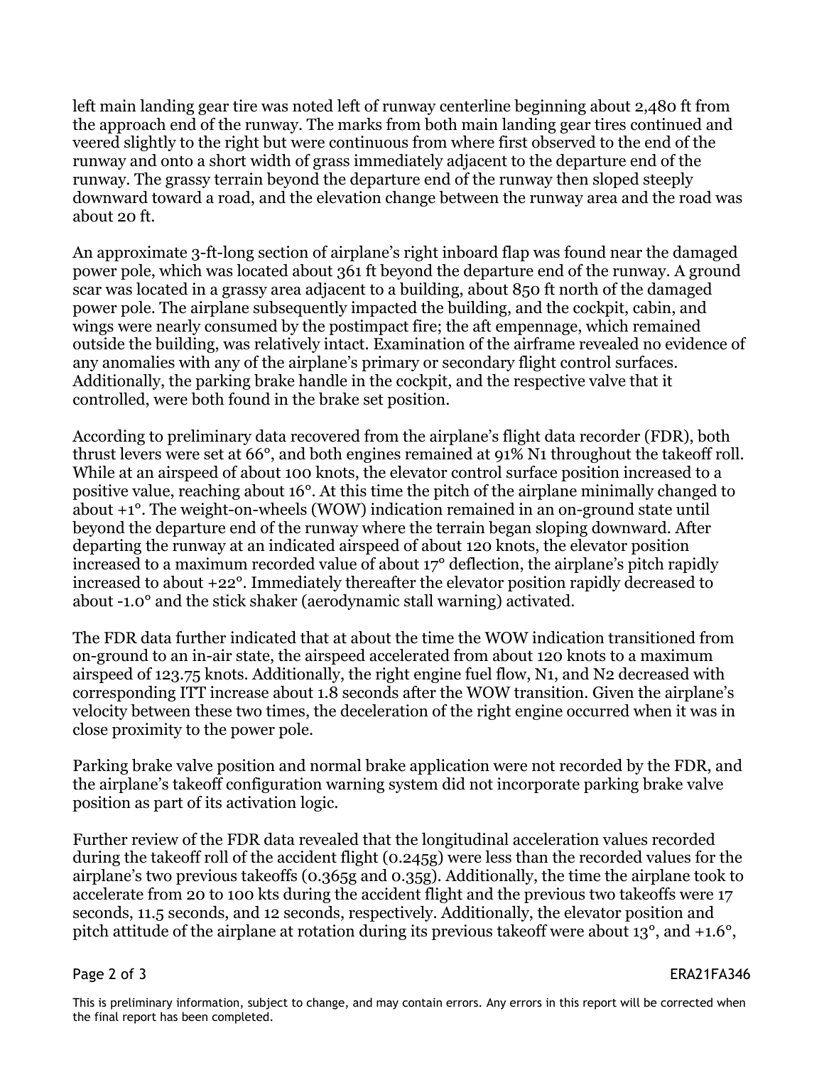left main landing gear tire was noted left of runway centerline beginning about 2,480 ft from the approach end of the runway. The marks from both main landing gear tires continued and veered slightly to the right but were continuous from where first observed to the end of the runway and onto a short width of grass immediately adjacent to the departure end of the runway. The grassy terrain beyond the departure end of the runway then sloped steeply downward toward a road, and the elevation change between the runway area and the road was about 20 ft.

An approximate 3-ft-long section of airplane's right inboard flap was found near the damaged power pole, which was located about 361 ft beyond the departure end of the runway. A ground scar was located in a grassy area adjacent to a building, about 850 ft north of the damaged power pole. The airplane subsequently impacted the building, and the cockpit, cabin, and wings were nearly consumed by the postimpact fire; the aft empennage, which remained outside the building, was relatively intact. Examination of the airframe revealed no evidence of any anomalies with any of the airplane's primary or secondary flight control surfaces. Additionally, the parking brake handle in the cockpit, and the respective valve that it controlled, were both found in the brake set position.

According to preliminary data recovered from the airplane's flight data recorder (FDR), both thrust levers were set at 66°, and both engines remained at 91% N1 throughout the takeoff roll. While at an airspeed of about 100 knots, the elevator control surface position increased to a positive value, reaching about 16°. At this time the pitch of the airplane minimally changed to about +1°. The weight-on-wheels (WOW) indication remained in an on-ground state until beyond the departure end of the runway where the terrain began sloping downward. After departing the runway at an indicated airspeed of about 120 knots, the elevator position increased to a maximum recorded value of about 17° deflection, the airplane's pitch rapidly increased to about +22°. Immediately thereafter the elevator position rapidly decreased to about -1.0° and the stick shaker (aerodynamic stall warning) activated.

The FDR data further indicated that at about the time the WOW indication transitioned from on-ground to an in-air state, the airspeed accelerated from about 120 knots to a maximum airspeed of 123.75 knots. Additionally, the right engine fuel flow, N1, and N2 decreased with corresponding ITT increase about 1.8 seconds after the WOW transition. Given the airplane's velocity between these two times, the deceleration of the right engine occurred when it was in close proximity to the power pole.

Parking brake valve position and normal brake application were not recorded by the FDR, and the airplane's takeoff configuration warning system did not incorporate parking brake valve position as part of its activation logic.

Further review of the FDR data revealed that the longitudinal acceleration values recorded during the takeoff roll of the accident flight (0.245g) were less than the recorded values for the airplane's two previous takeoffs (0.365g and 0.35g). Additionally, the time the airplane took to accelerate from 20 to 100 kts during the accident flight and the previous two takeoffs were 17 seconds, 11.5 seconds, and 12 seconds, respectively. Additionally, the elevator position and pitch attitude of the airplane at rotation during its previous takeoff were about 13°, and +1.6°,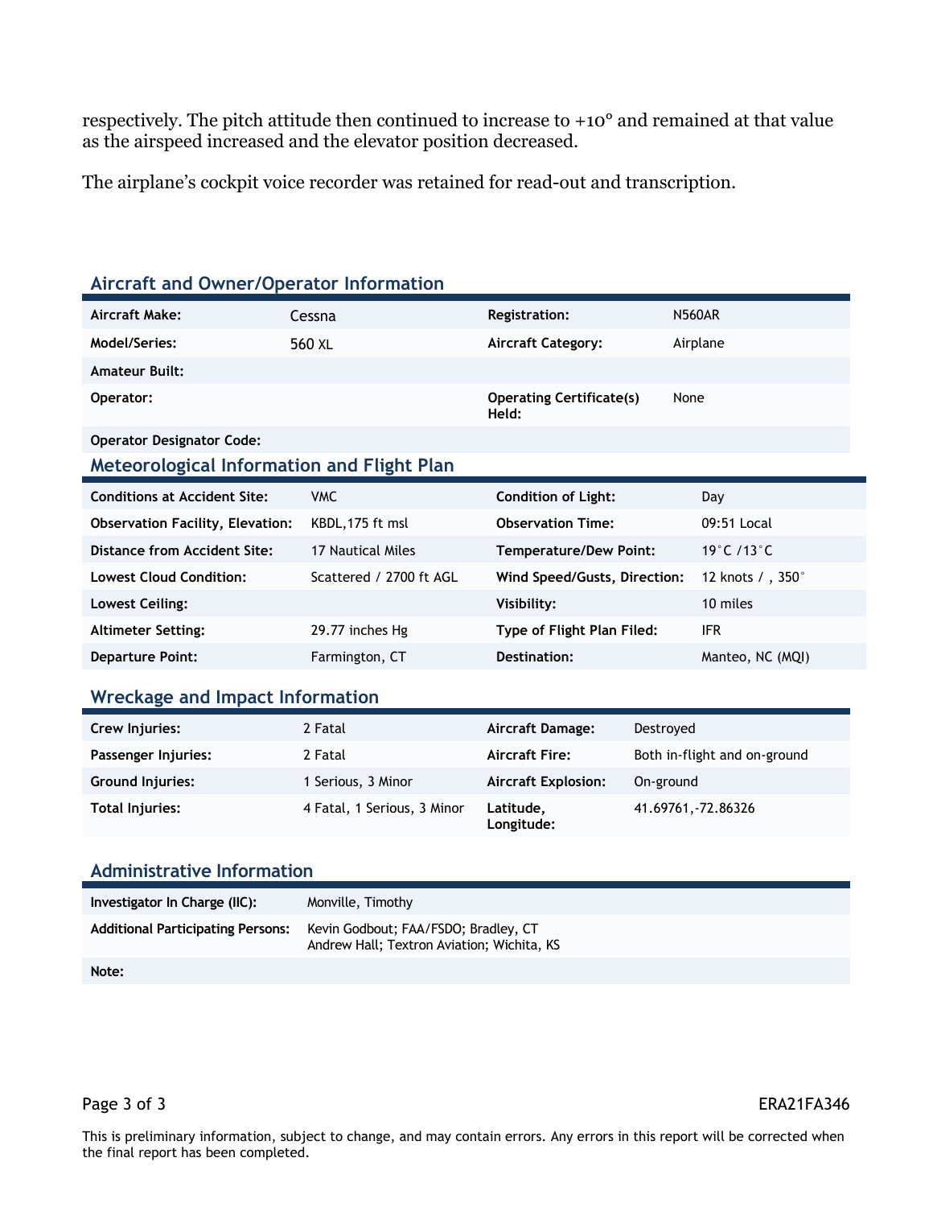respectively. The pitch attitude then continued to increase to +10° and remained at that value as the airspeed increased and the elevator position decreased.

The airplane's cockpit voice recorder was retained for read-out and transcription.

## Aircraft and Owner/Operator Information

| | | | |
|---|---|---|---|
| **Aircraft Make:** | Cessna | **Registration:** | N560AR |
| **Model/Series:** | 560 XL | **Aircraft Category:** | Airplane |
| **Amateur Built:** | | | |
| **Operator:** | | **Operating Certificate(s) Held:** | None |
| **Operator Designator Code:** | | | |

## Meteorological Information and Flight Plan

| | | | |
|---|---|---|---|
| **Conditions at Accident Site:** | VMC | **Condition of Light:** | Day |
| **Observation Facility, Elevation:** | KBDL,175 ft msl | **Observation Time:** | 09:51 Local |
| **Distance from Accident Site:** | 17 Nautical Miles | **Temperature/Dew Point:** | 19°C /13°C |
| **Lowest Cloud Condition:** | Scattered / 2700 ft AGL | **Wind Speed/Gusts, Direction:** | 12 knots / , 350° |
| **Lowest Ceiling:** | | **Visibility:** | 10 miles |
| **Altimeter Setting:** | 29.77 inches Hg | **Type of Flight Plan Filed:** | IFR |
| **Departure Point:** | Farmington, CT | **Destination:** | Manteo, NC (MQI) |

## Wreckage and Impact Information

| | | | |
|---|---|---|---|
| **Crew Injuries:** | 2 Fatal | **Aircraft Damage:** | Destroyed |
| **Passenger Injuries:** | 2 Fatal | **Aircraft Fire:** | Both in-flight and on-ground |
| **Ground Injuries:** | 1 Serious, 3 Minor | **Aircraft Explosion:** | On-ground |
| **Total Injuries:** | 4 Fatal, 1 Serious, 3 Minor | **Latitude, Longitude:** | 41.69761,-72.86326 |

## Administrative Information

| | |
|---|---|
| **Investigator In Charge (IIC):** | Monville, Timothy |
| **Additional Participating Persons:** | Kevin Godbout; FAA/FSDO; Bradley, CT<br>Andrew Hall; Textron Aviation; Wichita, KS |
| **Note:** | |

ERA21FA346

This is preliminary information, subject to change, and may contain errors. Any errors in this report will be corrected when the final report has been completed.